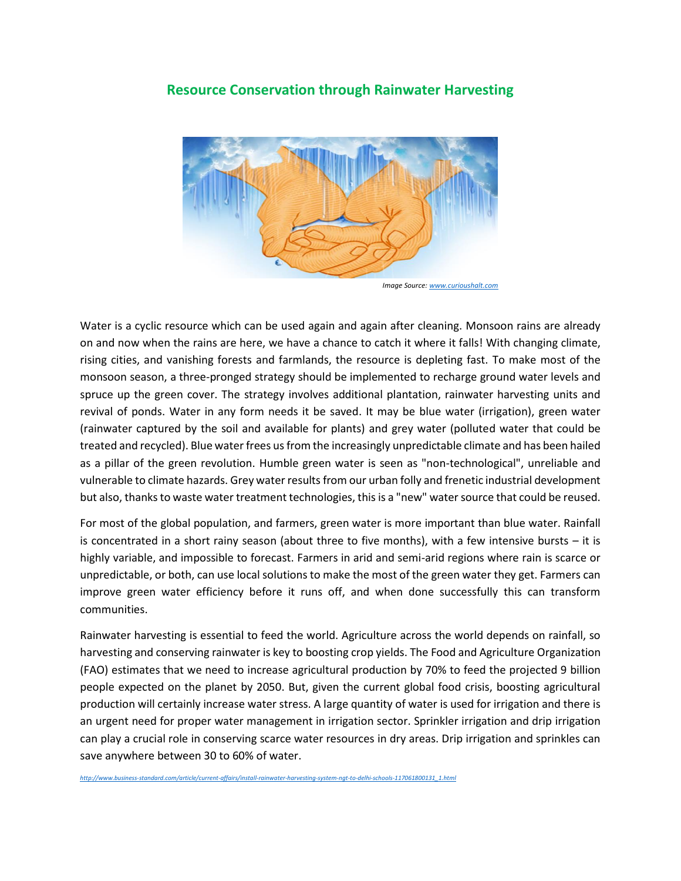# Resource Conservation through Rainwater Harvesting

*Image Source: www.curioushalt.com*

Water is a cyclic resource which can be used again and again after cleaning. Monsoon rains are already on and now when the rains are here, we have a chance to catch it where it falls! With changing climate, rising cities, and vanishing forests and farmlands, the resource is depleting fast. To make most of the monsoon season, a three-pronged strategy should be implemented to recharge ground water levels and spruce up the green cover. The strategy involves additional plantation, rainwater harvesting units and revival of ponds. Water in any form needs it be saved. It may be blue water (irrigation), green water (rainwater captured by the soil and available for plants) and grey water (polluted water that could be treated and recycled). Blue water frees us from the increasingly unpredictable climate and has been hailed as a pillar of the green revolution. Humble green water is seen as "non-technological", unreliable and vulnerable to climate hazards. Grey water results from our urban folly and frenetic industrial development but also, thanks to waste water treatment technologies, this is a "new" water source that could be reused.

For most of the global population, and farmers, green water is more important than blue water. Rainfall is concentrated in a short rainy season (about three to five months), with a few intensive bursts – it is highly variable, and impossible to forecast. Farmers in arid and semi-arid regions where rain is scarce or unpredictable, or both, can use local solutions to make the most of the green water they get. Farmers can improve green water efficiency before it runs off, and when done successfully this can transform communities.

Rainwater harvesting is essential to feed the world. Agriculture across the world depends on rainfall, so harvesting and conserving rainwater is key to boosting crop yields. The Food and Agriculture Organization (FAO) estimates that we need to increase agricultural production by 70% to feed the projected 9 billion people expected on the planet by 2050. But, given the current global food crisis, boosting agricultural production will certainly increase water stress. A large quantity of water is used for irrigation and there is an urgent need for proper water management in irrigation sector. Sprinkler irrigation and drip irrigation can play a crucial role in conserving scarce water resources in dry areas. Drip irrigation and sprinkles can save anywhere between 30 to 60% of water.

*http://www.business-standard.com/article/current-affairs/install-rainwater-harvesting-system-ngt-to-delhi-schools-117061800131_1.html*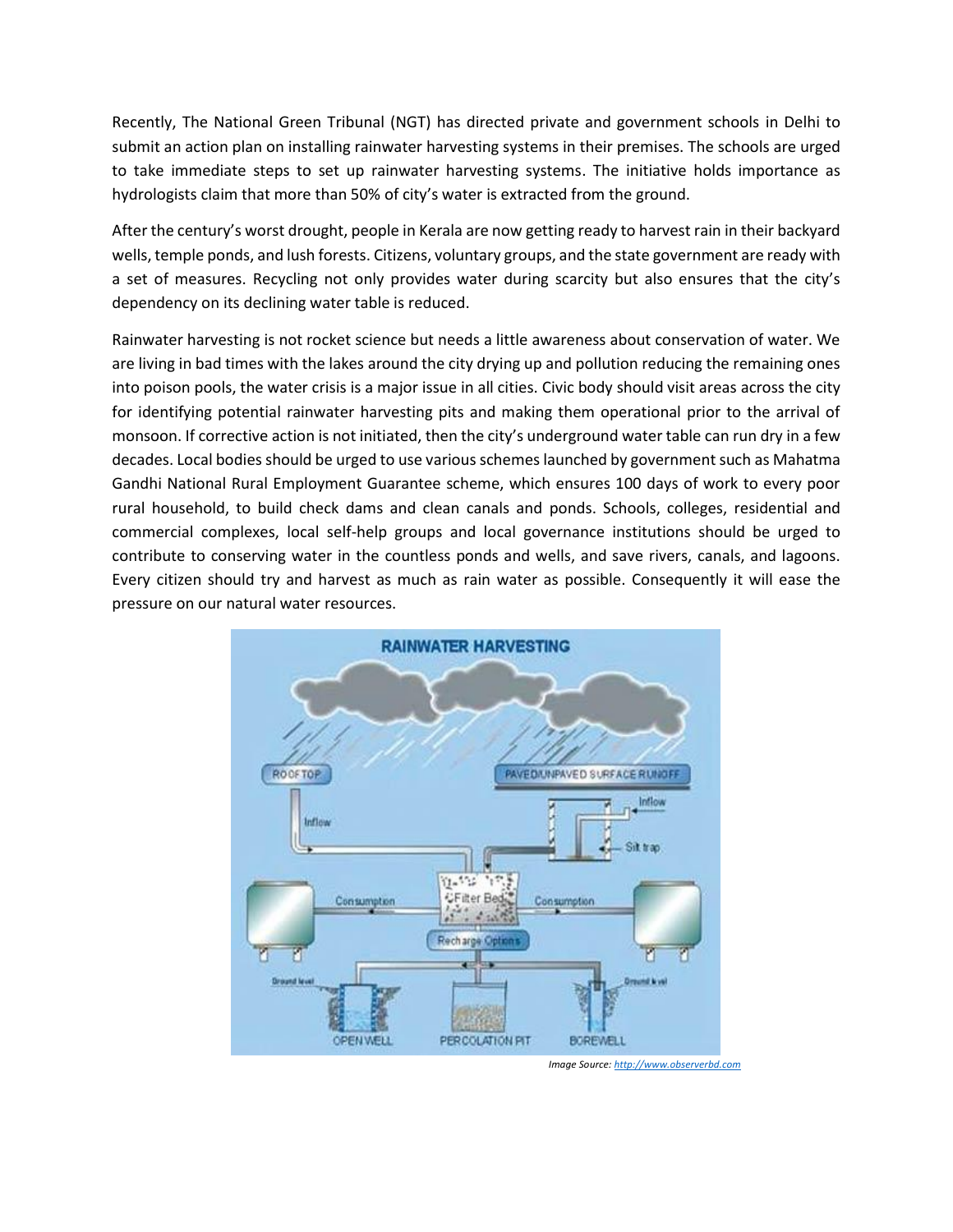Recently, The National Green Tribunal (NGT) has directed private and government schools in Delhi to submit an action plan on installing rainwater harvesting systems in their premises. The schools are urged to take immediate steps to set up rainwater harvesting systems. The initiative holds importance as hydrologists claim that more than 50% of city's water is extracted from the ground.

After the century's worst drought, people in Kerala are now getting ready to harvest rain in their backyard wells, temple ponds, and lush forests. Citizens, voluntary groups, and the state government are ready with a set of measures. Recycling not only provides water during scarcity but also ensures that the city's dependency on its declining water table is reduced.

Rainwater harvesting is not rocket science but needs a little awareness about conservation of water. We are living in bad times with the lakes around the city drying up and pollution reducing the remaining ones into poison pools, the water crisis is a major issue in all cities. Civic body should visit areas across the city for identifying potential rainwater harvesting pits and making them operational prior to the arrival of monsoon. If corrective action is not initiated, then the city's underground water table can run dry in a few decades. Local bodies should be urged to use various schemes launched by government such as Mahatma Gandhi National Rural Employment Guarantee scheme, which ensures 100 days of work to every poor rural household, to build check dams and clean canals and ponds. Schools, colleges, residential and commercial complexes, local self-help groups and local governance institutions should be urged to contribute to conserving water in the countless ponds and wells, and save rivers, canals, and lagoons. Every citizen should try and harvest as much as rain water as possible. Consequently it will ease the pressure on our natural water resources.

RAINWATER HARVESTING

ROOFTOP

PAVED/UNPAVED SURFACE RUNOFF

Inflow

Inflow

Silt trap

Filter Bed

Consumption

Consumption

Recharge Options

Ground level

Ground level

OPEN WELL

PERCOLATION PIT

BOREWELL

*Image Source: http://www.observerbd.com*